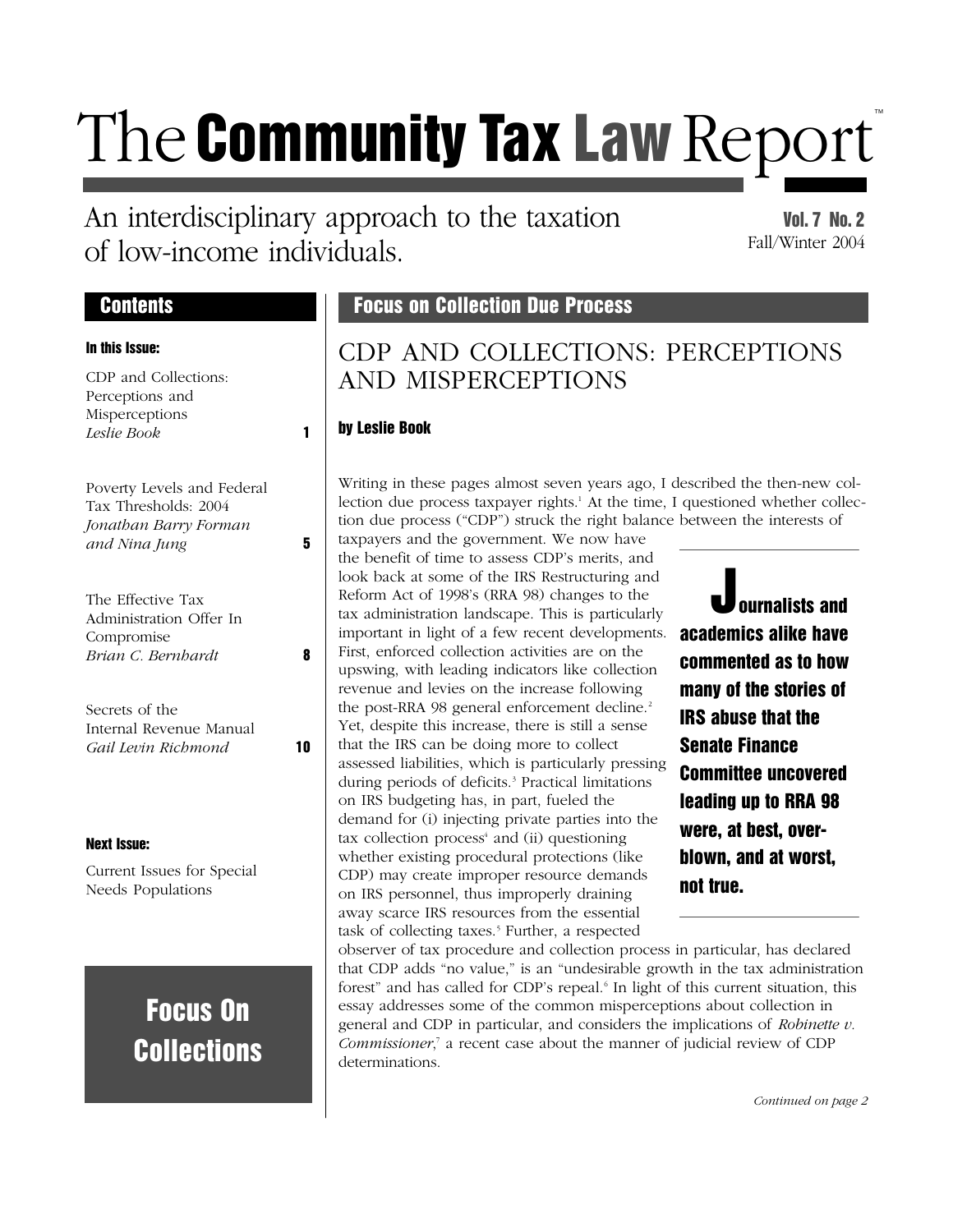# The Community Tax Law Report™

An interdisciplinary approach to the taxation of low-income individuals.

**Vol. 7 No. 2**
Fall/Winter 2004

## Contents

**In this Issue:**

CDP and Collections: Perceptions and Misperceptions
*Leslie Book* — 1

Poverty Levels and Federal Tax Thresholds: 2004
*Jonathan Barry Forman and Nina Jung* — 5

The Effective Tax Administration Offer In Compromise
*Brian C. Bernhardt* — 8

Secrets of the Internal Revenue Manual
*Gail Levin Richmond* — 10

**Next Issue:**

Current Issues for Special Needs Populations

**Focus On Collections**

## Focus on Collection Due Process

# CDP AND COLLECTIONS: PERCEPTIONS AND MISPERCEPTIONS

**by Leslie Book**

Writing in these pages almost seven years ago, I described the then-new collection due process taxpayer rights.[1] At the time, I questioned whether collection due process ("CDP") struck the right balance between the interests of taxpayers and the government. We now have the benefit of time to assess CDP's merits, and look back at some of the IRS Restructuring and Reform Act of 1998's (RRA 98) changes to the tax administration landscape. This is particularly important in light of a few recent developments. First, enforced collection activities are on the upswing, with leading indicators like collection revenue and levies on the increase following the post-RRA 98 general enforcement decline.[2] Yet, despite this increase, there is still a sense that the IRS can be doing more to collect assessed liabilities, which is particularly pressing during periods of deficits.[3] Practical limitations on IRS budgeting has, in part, fueled the demand for (i) injecting private parties into the tax collection process[4] and (ii) questioning whether existing procedural protections (like CDP) may create improper resource demands on IRS personnel, thus improperly draining away scarce IRS resources from the essential task of collecting taxes.[5] Further, a respected observer of tax procedure and collection process in particular, has declared that CDP adds "no value," is an "undesirable growth in the tax administration forest" and has called for CDP's repeal.[6] In light of this current situation, this essay addresses some of the common misperceptions about collection in general and CDP in particular, and considers the implications of *Robinette v. Commissioner*,[7] a recent case about the manner of judicial review of CDP determinations.

> **Journalists and academics alike have commented as to how many of the stories of IRS abuse that the Senate Finance Committee uncovered leading up to RRA 98 were, at best, overblown, and at worst, not true.**

*Continued on page 2*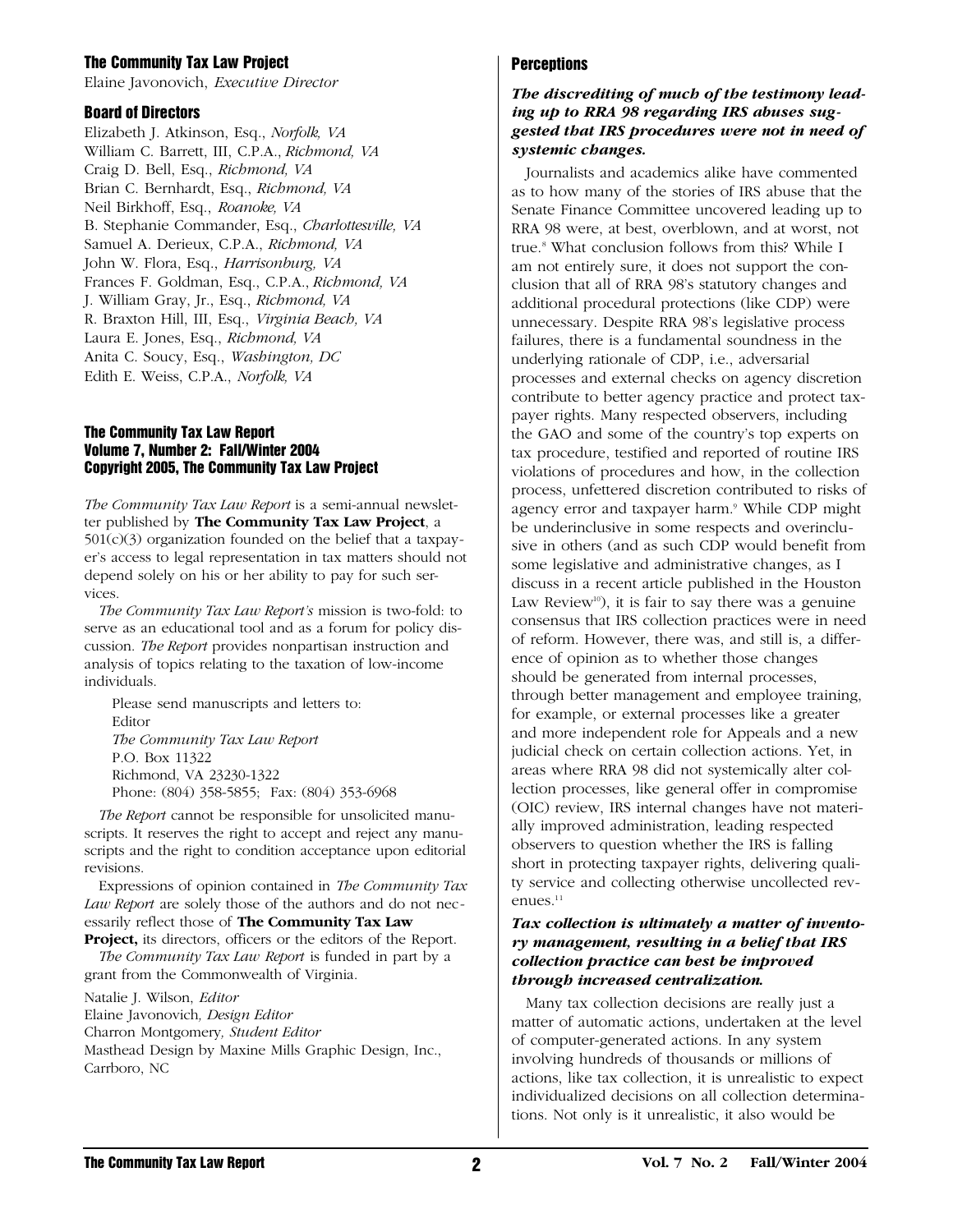## The Community Tax Law Project

Elaine Javonovich, *Executive Director*

### Board of Directors

Elizabeth J. Atkinson, Esq., *Norfolk, VA*
William C. Barrett, III, C.P.A., *Richmond, VA*
Craig D. Bell, Esq., *Richmond, VA*
Brian C. Bernhardt, Esq., *Richmond, VA*
Neil Birkhoff, Esq., *Roanoke, VA*
B. Stephanie Commander, Esq., *Charlottesville, VA*
Samuel A. Derieux, C.P.A., *Richmond, VA*
John W. Flora, Esq., *Harrisonburg, VA*
Frances F. Goldman, Esq., C.P.A., *Richmond, VA*
J. William Gray, Jr., Esq., *Richmond, VA*
R. Braxton Hill, III, Esq., *Virginia Beach, VA*
Laura E. Jones, Esq., *Richmond, VA*
Anita C. Soucy, Esq., *Washington, DC*
Edith E. Weiss, C.P.A., *Norfolk, VA*

**The Community Tax Law Report**
**Volume 7, Number 2: Fall/Winter 2004**
**Copyright 2005, The Community Tax Law Project**

*The Community Tax Law Report* is a semi-annual newsletter published by **The Community Tax Law Project**, a 501(c)(3) organization founded on the belief that a taxpayer's access to legal representation in tax matters should not depend solely on his or her ability to pay for such services.

*The Community Tax Law Report's* mission is two-fold: to serve as an educational tool and as a forum for policy discussion. *The Report* provides nonpartisan instruction and analysis of topics relating to the taxation of low-income individuals.

Please send manuscripts and letters to:
Editor
*The Community Tax Law Report*
P.O. Box 11322
Richmond, VA 23230-1322
Phone: (804) 358-5855; Fax: (804) 353-6968

*The Report* cannot be responsible for unsolicited manuscripts. It reserves the right to accept and reject any manuscripts and the right to condition acceptance upon editorial revisions.

Expressions of opinion contained in *The Community Tax Law Report* are solely those of the authors and do not necessarily reflect those of **The Community Tax Law Project,** its directors, officers or the editors of the Report.

*The Community Tax Law Report* is funded in part by a grant from the Commonwealth of Virginia.

Natalie J. Wilson, *Editor*
Elaine Javonovich*, Design Editor*
Charron Montgomery*, Student Editor*
Masthead Design by Maxine Mills Graphic Design, Inc., Carrboro, NC

### Perceptions

***The discrediting of much of the testimony leading up to RRA 98 regarding IRS abuses suggested that IRS procedures were not in need of systemic changes.***

Journalists and academics alike have commented as to how many of the stories of IRS abuse that the Senate Finance Committee uncovered leading up to RRA 98 were, at best, overblown, and at worst, not true.[8] What conclusion follows from this? While I am not entirely sure, it does not support the conclusion that all of RRA 98's statutory changes and additional procedural protections (like CDP) were unnecessary. Despite RRA 98's legislative process failures, there is a fundamental soundness in the underlying rationale of CDP, i.e., adversarial processes and external checks on agency discretion contribute to better agency practice and protect taxpayer rights. Many respected observers, including the GAO and some of the country's top experts on tax procedure, testified and reported of routine IRS violations of procedures and how, in the collection process, unfettered discretion contributed to risks of agency error and taxpayer harm.[9] While CDP might be underinclusive in some respects and overinclusive in others (and as such CDP would benefit from some legislative and administrative changes, as I discuss in a recent article published in the Houston Law Review[10]), it is fair to say there was a genuine consensus that IRS collection practices were in need of reform. However, there was, and still is, a difference of opinion as to whether those changes should be generated from internal processes, through better management and employee training, for example, or external processes like a greater and more independent role for Appeals and a new judicial check on certain collection actions. Yet, in areas where RRA 98 did not systemically alter collection processes, like general offer in compromise (OIC) review, IRS internal changes have not materially improved administration, leading respected observers to question whether the IRS is falling short in protecting taxpayer rights, delivering quality service and collecting otherwise uncollected revenues.[11]

***Tax collection is ultimately a matter of inventory management, resulting in a belief that IRS collection practice can best be improved through increased centralization.***

Many tax collection decisions are really just a matter of automatic actions, undertaken at the level of computer-generated actions. In any system involving hundreds of thousands or millions of actions, like tax collection, it is unrealistic to expect individualized decisions on all collection determinations. Not only is it unrealistic, it also would be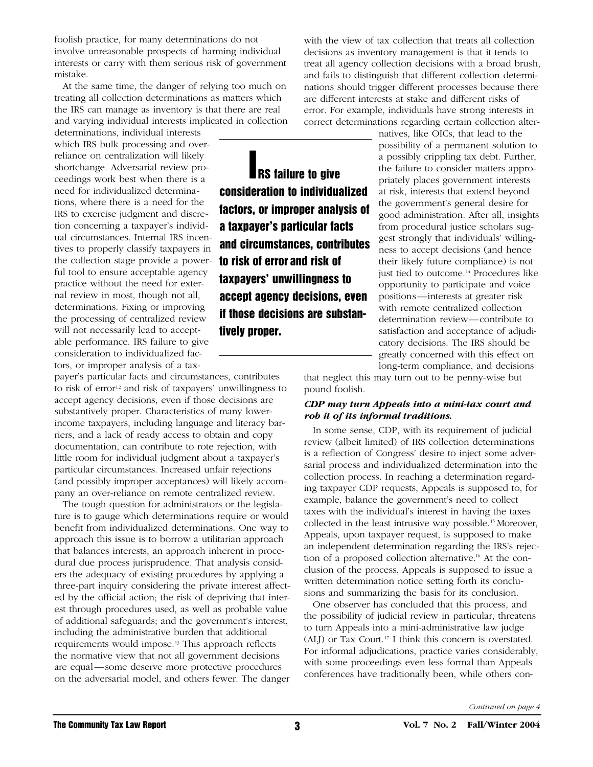foolish practice, for many determinations do not involve unreasonable prospects of harming individual interests or carry with them serious risk of government mistake.

At the same time, the danger of relying too much on treating all collection determinations as matters which the IRS can manage as inventory is that there are real and varying individual interests implicated in collection determinations, individual interests which IRS bulk processing and over-reliance on centralization will likely shortchange. Adversarial review proceedings work best when there is a need for individualized determinations, where there is a need for the IRS to exercise judgment and discretion concerning a taxpayer's individual circumstances. Internal IRS incentives to properly classify taxpayers in the collection stage provide a powerful tool to ensure acceptable agency practice without the need for external review in most, though not all, determinations. Fixing or improving the processing of centralized review will not necessarily lead to acceptable performance. IRS failure to give consideration to individualized factors, or improper analysis of a taxpayer's particular facts and circumstances, contributes to risk of error[12] and risk of taxpayers' unwillingness to accept agency decisions, even if those decisions are substantively proper. Characteristics of many lower-income taxpayers, including language and literacy barriers, and a lack of ready access to obtain and copy documentation, can contribute to rote rejection, with little room for individual judgment about a taxpayer's particular circumstances. Increased unfair rejections (and possibly improper acceptances) will likely accompany an over-reliance on remote centralized review.

The tough question for administrators or the legislature is to gauge which determinations require or would benefit from individualized determinations. One way to approach this issue is to borrow a utilitarian approach that balances interests, an approach inherent in procedural due process jurisprudence. That analysis considers the adequacy of existing procedures by applying a three-part inquiry considering the private interest affected by the official action; the risk of depriving that interest through procedures used, as well as probable value of additional safeguards; and the government's interest, including the administrative burden that additional requirements would impose.[13] This approach reflects the normative view that not all government decisions are equal—some deserve more protective procedures on the adversarial model, and others fewer. The danger with the view of tax collection that treats all collection decisions as inventory management is that it tends to treat all agency collection decisions with a broad brush, and fails to distinguish that different collection determinations should trigger different processes because there are different interests at stake and different risks of error. For example, individuals have strong interests in correct determinations regarding certain collection alternatives, like OICs, that lead to the possibility of a permanent solution to a possibly crippling tax debt. Further, the failure to consider matters appropriately places government interests at risk, interests that extend beyond the government's general desire for good administration. After all, insights from procedural justice scholars suggest strongly that individuals' willingness to accept decisions (and hence their likely future compliance) is not just tied to outcome.[14] Procedures like opportunity to participate and voice positions—interests at greater risk with remote centralized collection determination review—contribute to satisfaction and acceptance of adjudicatory decisions. The IRS should be greatly concerned with this effect on long-term compliance, and decisions that neglect this may turn out to be penny-wise but pound foolish.

> **IRS failure to give consideration to individualized factors, or improper analysis of a taxpayer's particular facts and circumstances, contributes to risk of error and risk of taxpayers' unwillingness to accept agency decisions, even if those decisions are substantively proper.**

### *CDP may turn Appeals into a mini-tax court and rob it of its informal traditions.*

In some sense, CDP, with its requirement of judicial review (albeit limited) of IRS collection determinations is a reflection of Congress' desire to inject some adversarial process and individualized determination into the collection process. In reaching a determination regarding taxpayer CDP requests, Appeals is supposed to, for example, balance the government's need to collect taxes with the individual's interest in having the taxes collected in the least intrusive way possible.[15] Moreover, Appeals, upon taxpayer request, is supposed to make an independent determination regarding the IRS's rejection of a proposed collection alternative.[16] At the conclusion of the process, Appeals is supposed to issue a written determination notice setting forth its conclusions and summarizing the basis for its conclusion.

One observer has concluded that this process, and the possibility of judicial review in particular, threatens to turn Appeals into a mini-administrative law judge (ALJ) or Tax Court.[17] I think this concern is overstated. For informal adjudications, practice varies considerably, with some proceedings even less formal than Appeals conferences have traditionally been, while others con-

*Continued on page 4*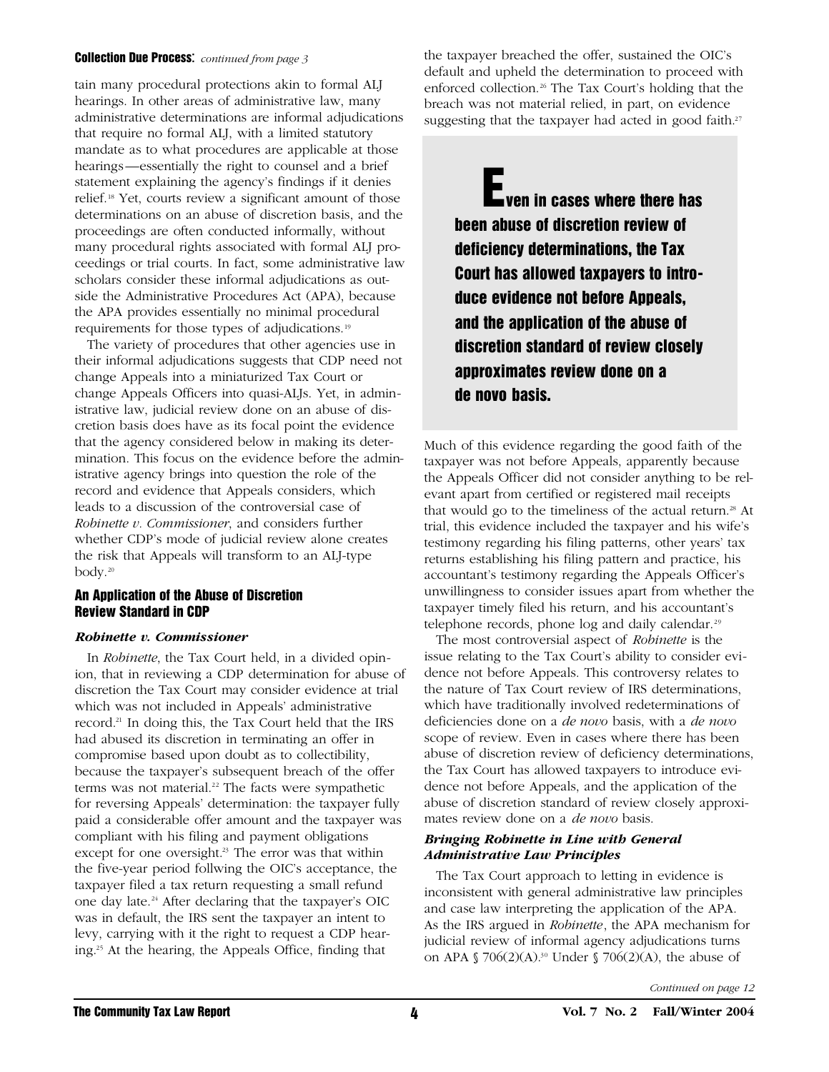**Collection Due Process**: *continued from page 3*

tain many procedural protections akin to formal ALJ hearings. In other areas of administrative law, many administrative determinations are informal adjudications that require no formal ALJ, with a limited statutory mandate as to what procedures are applicable at those hearings—essentially the right to counsel and a brief statement explaining the agency's findings if it denies relief.[18] Yet, courts review a significant amount of those determinations on an abuse of discretion basis, and the proceedings are often conducted informally, without many procedural rights associated with formal ALJ proceedings or trial courts. In fact, some administrative law scholars consider these informal adjudications as outside the Administrative Procedures Act (APA), because the APA provides essentially no minimal procedural requirements for those types of adjudications.[19]

The variety of procedures that other agencies use in their informal adjudications suggests that CDP need not change Appeals into a miniaturized Tax Court or change Appeals Officers into quasi-ALJs. Yet, in administrative law, judicial review done on an abuse of discretion basis does have as its focal point the evidence that the agency considered below in making its determination. This focus on the evidence before the administrative agency brings into question the role of the record and evidence that Appeals considers, which leads to a discussion of the controversial case of *Robinette v. Commissioner*, and considers further whether CDP's mode of judicial review alone creates the risk that Appeals will transform to an ALJ-type body.[20]

## An Application of the Abuse of Discretion Review Standard in CDP

### *Robinette v. Commissioner*

In *Robinette*, the Tax Court held, in a divided opinion, that in reviewing a CDP determination for abuse of discretion the Tax Court may consider evidence at trial which was not included in Appeals' administrative record.[21] In doing this, the Tax Court held that the IRS had abused its discretion in terminating an offer in compromise based upon doubt as to collectibility, because the taxpayer's subsequent breach of the offer terms was not material.[22] The facts were sympathetic for reversing Appeals' determination: the taxpayer fully paid a considerable offer amount and the taxpayer was compliant with his filing and payment obligations except for one oversight.[23] The error was that within the five-year period follwing the OIC's acceptance, the taxpayer filed a tax return requesting a small refund one day late.[24] After declaring that the taxpayer's OIC was in default, the IRS sent the taxpayer an intent to levy, carrying with it the right to request a CDP hearing.[25] At the hearing, the Appeals Office, finding that the taxpayer breached the offer, sustained the OIC's default and upheld the determination to proceed with enforced collection.[26] The Tax Court's holding that the breach was not material relied, in part, on evidence suggesting that the taxpayer had acted in good faith.[27]

> **Even in cases where there has been abuse of discretion review of deficiency determinations, the Tax Court has allowed taxpayers to introduce evidence not before Appeals, and the application of the abuse of discretion standard of review closely approximates review done on a de novo basis.**

Much of this evidence regarding the good faith of the taxpayer was not before Appeals, apparently because the Appeals Officer did not consider anything to be relevant apart from certified or registered mail receipts that would go to the timeliness of the actual return.[28] At trial, this evidence included the taxpayer and his wife's testimony regarding his filing patterns, other years' tax returns establishing his filing pattern and practice, his accountant's testimony regarding the Appeals Officer's unwillingness to consider issues apart from whether the taxpayer timely filed his return, and his accountant's telephone records, phone log and daily calendar.[29]

The most controversial aspect of *Robinette* is the issue relating to the Tax Court's ability to consider evidence not before Appeals. This controversy relates to the nature of Tax Court review of IRS determinations, which have traditionally involved redeterminations of deficiencies done on a *de novo* basis, with a *de novo* scope of review. Even in cases where there has been abuse of discretion review of deficiency determinations, the Tax Court has allowed taxpayers to introduce evidence not before Appeals, and the application of the abuse of discretion standard of review closely approximates review done on a *de novo* basis.

### *Bringing Robinette in Line with General Administrative Law Principles*

The Tax Court approach to letting in evidence is inconsistent with general administrative law principles and case law interpreting the application of the APA. As the IRS argued in *Robinette*, the APA mechanism for judicial review of informal agency adjudications turns on APA § 706(2)(A).[30] Under § 706(2)(A), the abuse of

*Continued on page 12*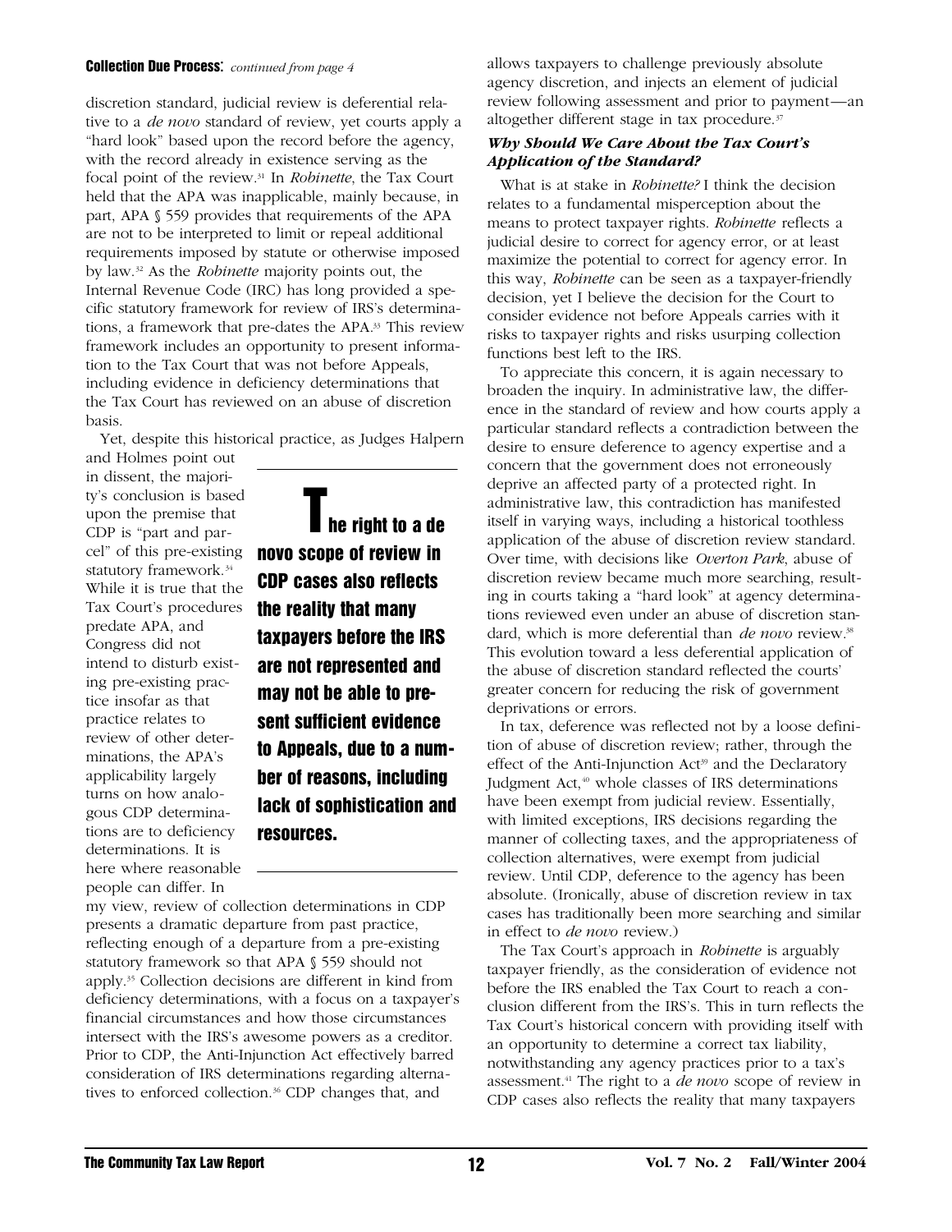discretion standard, judicial review is deferential relative to a *de novo* standard of review, yet courts apply a "hard look" based upon the record before the agency, with the record already in existence serving as the focal point of the review.[31] In *Robinette*, the Tax Court held that the APA was inapplicable, mainly because, in part, APA § 559 provides that requirements of the APA are not to be interpreted to limit or repeal additional requirements imposed by statute or otherwise imposed by law.[32] As the *Robinette* majority points out, the Internal Revenue Code (IRC) has long provided a specific statutory framework for review of IRS's determinations, a framework that pre-dates the APA.[33] This review framework includes an opportunity to present information to the Tax Court that was not before Appeals, including evidence in deficiency determinations that the Tax Court has reviewed on an abuse of discretion basis.

Yet, despite this historical practice, as Judges Halpern and Holmes point out in dissent, the majority's conclusion is based upon the premise that CDP is "part and parcel" of this pre-existing statutory framework.[34] While it is true that the Tax Court's procedures predate APA, and Congress did not intend to disturb existing pre-existing practice insofar as that practice relates to review of other determinations, the APA's applicability largely turns on how analogous CDP determinations are to deficiency determinations. It is here where reasonable people can differ. In my view, review of collection determinations in CDP presents a dramatic departure from past practice, reflecting enough of a departure from a pre-existing statutory framework so that APA § 559 should not apply.[35] Collection decisions are different in kind from deficiency determinations, with a focus on a taxpayer's financial circumstances and how those circumstances intersect with the IRS's awesome powers as a creditor. Prior to CDP, the Anti-Injunction Act effectively barred consideration of IRS determinations regarding alternatives to enforced collection.[36] CDP changes that, and allows taxpayers to challenge previously absolute agency discretion, and injects an element of judicial review following assessment and prior to payment—an altogether different stage in tax procedure.[37]

> **The right to a de novo scope of review in CDP cases also reflects the reality that many taxpayers before the IRS are not represented and may not be able to present sufficient evidence to Appeals, due to a number of reasons, including lack of sophistication and resources.**

### *Why Should We Care About the Tax Court's Application of the Standard?*

What is at stake in *Robinette?* I think the decision relates to a fundamental misperception about the means to protect taxpayer rights. *Robinette* reflects a judicial desire to correct for agency error, or at least maximize the potential to correct for agency error. In this way, *Robinette* can be seen as a taxpayer-friendly decision, yet I believe the decision for the Court to consider evidence not before Appeals carries with it risks to taxpayer rights and risks usurping collection functions best left to the IRS.

To appreciate this concern, it is again necessary to broaden the inquiry. In administrative law, the difference in the standard of review and how courts apply a particular standard reflects a contradiction between the desire to ensure deference to agency expertise and a concern that the government does not erroneously deprive an affected party of a protected right. In administrative law, this contradiction has manifested itself in varying ways, including a historical toothless application of the abuse of discretion review standard. Over time, with decisions like *Overton Park*, abuse of discretion review became much more searching, resulting in courts taking a "hard look" at agency determinations reviewed even under an abuse of discretion standard, which is more deferential than *de novo* review.[38] This evolution toward a less deferential application of the abuse of discretion standard reflected the courts' greater concern for reducing the risk of government deprivations or errors.

In tax, deference was reflected not by a loose definition of abuse of discretion review; rather, through the effect of the Anti-Injunction Act[39] and the Declaratory Judgment Act,[40] whole classes of IRS determinations have been exempt from judicial review. Essentially, with limited exceptions, IRS decisions regarding the manner of collecting taxes, and the appropriateness of collection alternatives, were exempt from judicial review. Until CDP, deference to the agency has been absolute. (Ironically, abuse of discretion review in tax cases has traditionally been more searching and similar in effect to *de novo* review.)

The Tax Court's approach in *Robinette* is arguably taxpayer friendly, as the consideration of evidence not before the IRS enabled the Tax Court to reach a conclusion different from the IRS's. This in turn reflects the Tax Court's historical concern with providing itself with an opportunity to determine a correct tax liability, notwithstanding any agency practices prior to a tax's assessment.[41] The right to a *de novo* scope of review in CDP cases also reflects the reality that many taxpayers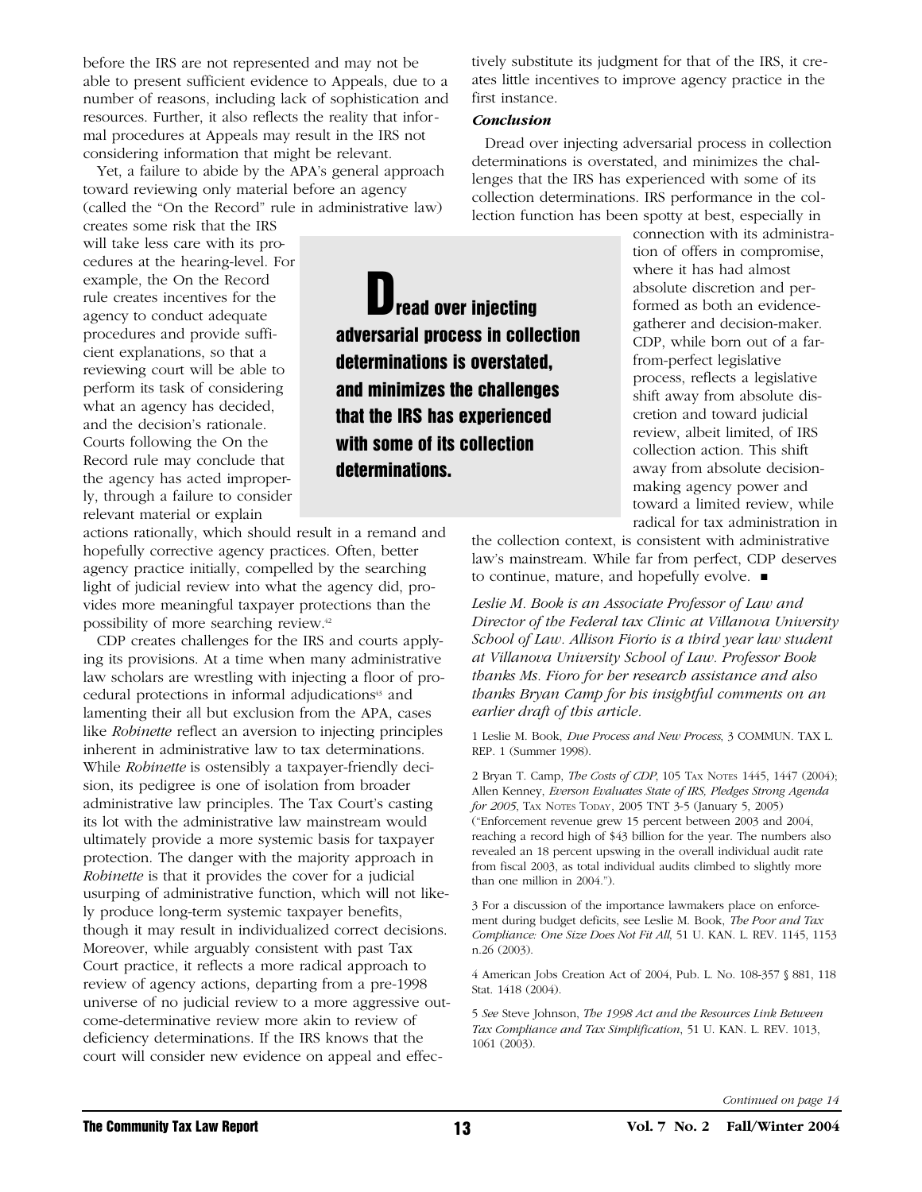before the IRS are not represented and may not be able to present sufficient evidence to Appeals, due to a number of reasons, including lack of sophistication and resources. Further, it also reflects the reality that informal procedures at Appeals may result in the IRS not considering information that might be relevant.

Yet, a failure to abide by the APA's general approach toward reviewing only material before an agency (called the "On the Record" rule in administrative law) creates some risk that the IRS will take less care with its procedures at the hearing-level. For example, the On the Record rule creates incentives for the agency to conduct adequate procedures and provide sufficient explanations, so that a reviewing court will be able to perform its task of considering what an agency has decided, and the decision's rationale. Courts following the On the Record rule may conclude that the agency has acted improperly, through a failure to consider relevant material or explain actions rationally, which should result in a remand and hopefully corrective agency practices. Often, better agency practice initially, compelled by the searching light of judicial review into what the agency did, provides more meaningful taxpayer protections than the possibility of more searching review.[42]

CDP creates challenges for the IRS and courts applying its provisions. At a time when many administrative law scholars are wrestling with injecting a floor of procedural protections in informal adjudications[43] and lamenting their all but exclusion from the APA, cases like *Robinette* reflect an aversion to injecting principles inherent in administrative law to tax determinations. While *Robinette* is ostensibly a taxpayer-friendly decision, its pedigree is one of isolation from broader administrative law principles. The Tax Court's casting its lot with the administrative law mainstream would ultimately provide a more systemic basis for taxpayer protection. The danger with the majority approach in *Robinette* is that it provides the cover for a judicial usurping of administrative function, which will not likely produce long-term systemic taxpayer benefits, though it may result in individualized correct decisions. Moreover, while arguably consistent with past Tax Court practice, it reflects a more radical approach to review of agency actions, departing from a pre-1998 universe of no judicial review to a more aggressive outcome-determinative review more akin to review of deficiency determinations. If the IRS knows that the court will consider new evidence on appeal and effectively substitute its judgment for that of the IRS, it creates little incentives to improve agency practice in the first instance.

> **Dread over injecting adversarial process in collection determinations is overstated, and minimizes the challenges that the IRS has experienced with some of its collection determinations.**

### *Conclusion*

Dread over injecting adversarial process in collection determinations is overstated, and minimizes the challenges that the IRS has experienced with some of its collection determinations. IRS performance in the collection function has been spotty at best, especially in connection with its administration of offers in compromise, where it has had almost absolute discretion and performed as both an evidence-gatherer and decision-maker. CDP, while born out of a far-from-perfect legislative process, reflects a legislative shift away from absolute discretion and toward judicial review, albeit limited, of IRS collection action. This shift away from absolute decision-making agency power and toward a limited review, while radical for tax administration in the collection context, is consistent with administrative law's mainstream. While far from perfect, CDP deserves to continue, mature, and hopefully evolve. ■

*Leslie M. Book is an Associate Professor of Law and Director of the Federal tax Clinic at Villanova University School of Law. Allison Fiorio is a third year law student at Villanova University School of Law. Professor Book thanks Ms. Fioro for her research assistance and also thanks Bryan Camp for his insightful comments on an earlier draft of this article.*

1 Leslie M. Book, *Due Process and New Process*, 3 COMMUN. TAX L. REP. 1 (Summer 1998).

2 Bryan T. Camp, *The Costs of CDP*, 105 TAX NOTES 1445, 1447 (2004); Allen Kenney, *Everson Evaluates State of IRS, Pledges Strong Agenda for 2005*, TAX NOTES TODAY, 2005 TNT 3-5 (January 5, 2005) ("Enforcement revenue grew 15 percent between 2003 and 2004, reaching a record high of $43 billion for the year. The numbers also revealed an 18 percent upswing in the overall individual audit rate from fiscal 2003, as total individual audits climbed to slightly more than one million in 2004.").

3 For a discussion of the importance lawmakers place on enforcement during budget deficits, see Leslie M. Book, *The Poor and Tax Compliance: One Size Does Not Fit All*, 51 U. KAN. L. REV. 1145, 1153 n.26 (2003).

4 American Jobs Creation Act of 2004, Pub. L. No. 108-357 § 881, 118 Stat. 1418 (2004).

5 *See* Steve Johnson, *The 1998 Act and the Resources Link Between Tax Compliance and Tax Simplification*, 51 U. KAN. L. REV. 1013, 1061 (2003).

*Continued on page 14*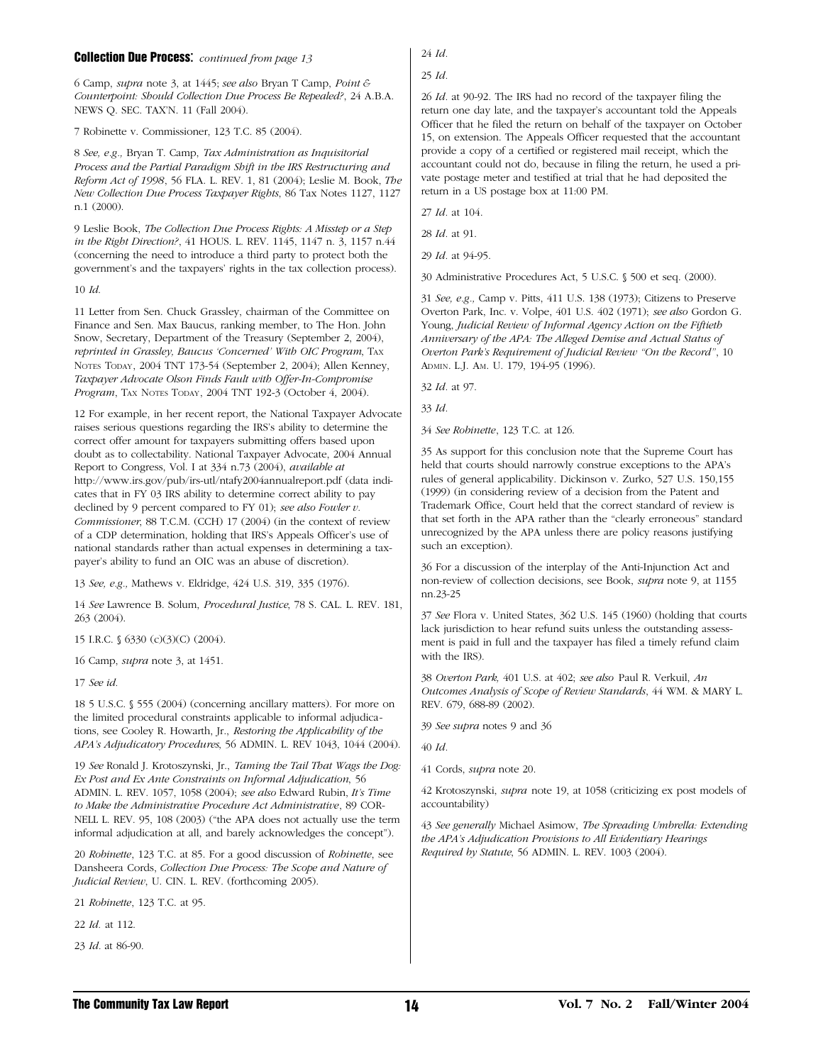**Collection Due Process**: *continued from page 13*

6 Camp, *supra* note 3, at 1445; *see also* Bryan T Camp, *Point & Counterpoint: Should Collection Due Process Be Repealed?*, 24 A.B.A. NEWS Q. SEC. TAX'N. 11 (Fall 2004).

7 Robinette v. Commissioner, 123 T.C. 85 (2004).

8 *See, e.g.,* Bryan T. Camp, *Tax Administration as Inquisitorial Process and the Partial Paradigm Shift in the IRS Restructuring and Reform Act of 1998*, 56 FLA. L. REV. 1, 81 (2004); Leslie M. Book, *The New Collection Due Process Taxpayer Rights,* 86 Tax Notes 1127, 1127 n.1 (2000).

9 Leslie Book, *The Collection Due Process Rights: A Misstep or a Step in the Right Direction?*, 41 HOUS. L. REV. 1145, 1147 n. 3, 1157 n.44 (concerning the need to introduce a third party to protect both the government's and the taxpayers' rights in the tax collection process).

10 *Id.*

11 Letter from Sen. Chuck Grassley, chairman of the Committee on Finance and Sen. Max Baucus, ranking member, to The Hon. John Snow, Secretary, Department of the Treasury (September 2, 2004), *reprinted in Grassley, Baucus 'Concerned' With OIC Program*, TAX NOTES TODAY, 2004 TNT 173-54 (September 2, 2004); Allen Kenney, *Taxpayer Advocate Olson Finds Fault with Offer-In-Compromise Program*, TAX NOTES TODAY, 2004 TNT 192-3 (October 4, 2004).

12 For example, in her recent report, the National Taxpayer Advocate raises serious questions regarding the IRS's ability to determine the correct offer amount for taxpayers submitting offers based upon doubt as to collectability. National Taxpayer Advocate, 2004 Annual Report to Congress, Vol. I at 334 n.73 (2004), *available at* http://www.irs.gov/pub/irs-utl/ntafy2004annualreport.pdf (data indicates that in FY 03 IRS ability to determine correct ability to pay declined by 9 percent compared to FY 01); *see also Fowler v. Commissioner*, 88 T.C.M. (CCH) 17 (2004) (in the context of review of a CDP determination, holding that IRS's Appeals Officer's use of national standards rather than actual expenses in determining a taxpayer's ability to fund an OIC was an abuse of discretion).

13 *See, e.g.,* Mathews v. Eldridge, 424 U.S. 319, 335 (1976).

14 *See* Lawrence B. Solum, *Procedural Justice*, 78 S. CAL. L. REV. 181, 263 (2004).

15 I.R.C. § 6330 (c)(3)(C) (2004).

16 Camp, *supra* note 3, at 1451.

17 *See id.*

18 5 U.S.C. § 555 (2004) (concerning ancillary matters). For more on the limited procedural constraints applicable to informal adjudications, see Cooley R. Howarth, Jr., *Restoring the Applicability of the APA's Adjudicatory Procedures*, 56 ADMIN. L. REV 1043, 1044 (2004).

19 *See* Ronald J. Krotoszynski, Jr., *Taming the Tail That Wags the Dog: Ex Post and Ex Ante Constraints on Informal Adjudication*, 56 ADMIN. L. REV. 1057, 1058 (2004); *see also* Edward Rubin, *It's Time to Make the Administrative Procedure Act Administrative*, 89 CORNELL L. REV. 95, 108 (2003) ("the APA does not actually use the term informal adjudication at all, and barely acknowledges the concept").

20 *Robinette*, 123 T.C. at 85. For a good discussion of *Robinette*, see Dansheera Cords, *Collection Due Process: The Scope and Nature of Judicial Review*, U. CIN. L. REV. (forthcoming 2005).

21 *Robinette*, 123 T.C. at 95.

22 *Id.* at 112.

23 *Id.* at 86-90.

24 *Id.*

25 *Id.*

26 *Id.* at 90-92. The IRS had no record of the taxpayer filing the return one day late, and the taxpayer's accountant told the Appeals Officer that he filed the return on behalf of the taxpayer on October 15, on extension. The Appeals Officer requested that the accountant provide a copy of a certified or registered mail receipt, which the accountant could not do, because in filing the return, he used a private postage meter and testified at trial that he had deposited the return in a US postage box at 11:00 PM.

27 *Id.* at 104.

28 *Id.* at 91.

29 *Id.* at 94-95.

30 Administrative Procedures Act, 5 U.S.C. § 500 et seq. (2000).

31 *See, e.g.,* Camp v. Pitts, 411 U.S. 138 (1973); Citizens to Preserve Overton Park, Inc. v. Volpe, 401 U.S. 402 (1971); *see also* Gordon G. Young, *Judicial Review of Informal Agency Action on the Fiftieth Anniversary of the APA: The Alleged Demise and Actual Status of Overton Park's Requirement of Judicial Review "On the Record"*, 10 ADMIN. L.J. AM. U. 179, 194-95 (1996).

32 *Id.* at 97.

33 *Id.*

34 *See Robinette*, 123 T.C. at 126.

35 As support for this conclusion note that the Supreme Court has held that courts should narrowly construe exceptions to the APA's rules of general applicability. Dickinson v. Zurko, 527 U.S. 150,155 (1999) (in considering review of a decision from the Patent and Trademark Office, Court held that the correct standard of review is that set forth in the APA rather than the "clearly erroneous" standard unrecognized by the APA unless there are policy reasons justifying such an exception).

36 For a discussion of the interplay of the Anti-Injunction Act and non-review of collection decisions, see Book, *supra* note 9, at 1155 nn.23-25

37 *See* Flora v. United States, 362 U.S. 145 (1960) (holding that courts lack jurisdiction to hear refund suits unless the outstanding assessment is paid in full and the taxpayer has filed a timely refund claim with the IRS).

38 *Overton Park,* 401 U.S. at 402; *see also* Paul R. Verkuil, *An Outcomes Analysis of Scope of Review Standards*, 44 WM. & MARY L. REV. 679, 688-89 (2002).

39 *See supra* notes 9 and 36

40 *Id.*

41 Cords, *supra* note 20.

42 Krotoszynski, *supra* note 19, at 1058 (criticizing ex post models of accountability)

43 *See generally* Michael Asimow, *The Spreading Umbrella: Extending the APA's Adjudication Provisions to All Evidentiary Hearings Required by Statute*, 56 ADMIN. L. REV. 1003 (2004).